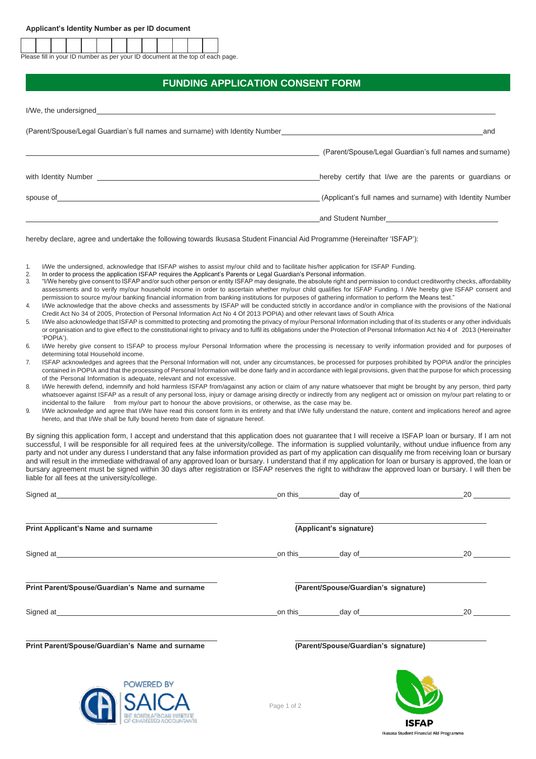**Applicant's Identity Number as per ID document**

| | | | | | | | | | | | | |
|---|---|---|---|---|---|---|---|---|---|---|---|---|
| | | | | | | | | | | | | |

Please fill in your ID number as per your ID document at the top of each page.

## FUNDING APPLICATION CONSENT FORM

I/We, the undersigned\_\_\_\_\_\_\_\_\_\_\_\_\_\_\_\_\_\_\_\_\_\_\_\_\_\_\_\_\_\_\_\_\_\_\_\_\_\_\_\_\_\_\_\_\_\_\_\_\_\_\_\_\_\_\_\_\_\_\_\_

(Parent/Spouse/Legal Guardian's full names and surname) with Identity Number\_\_\_\_\_\_\_\_\_\_\_\_\_\_\_\_\_\_\_\_\_\_\_\_\_\_\_\_\_\_ and

\_\_\_\_\_\_\_\_\_\_\_\_\_\_\_\_\_\_\_\_\_\_\_\_\_\_\_\_\_\_\_\_\_\_\_\_\_\_\_\_ (Parent/Spouse/Legal Guardian's full names and surname)

with Identity Number \_\_\_\_\_\_\_\_\_\_\_\_\_\_\_\_\_\_\_\_\_\_\_\_\_\_\_\_\_\_\_\_\_\_\_\_\_\_\_\_ hereby certify that I/we are the parents or guardians or

spouse of\_\_\_\_\_\_\_\_\_\_\_\_\_\_\_\_\_\_\_\_\_\_\_\_\_\_\_\_\_\_\_\_\_\_\_\_\_\_\_\_ (Applicant's full names and surname) with Identity Number

\_\_\_\_\_\_\_\_\_\_\_\_\_\_\_\_\_\_\_\_\_\_\_\_\_\_\_\_\_\_\_\_\_\_\_\_\_\_\_\_ and Student Number\_\_\_\_\_\_\_\_\_\_\_\_\_\_\_\_\_\_\_\_

hereby declare, agree and undertake the following towards Ikusasa Student Financial Aid Programme (Hereinafter 'ISFAP'):

1. I/We the undersigned, acknowledge that ISFAP wishes to assist my/our child and to facilitate his/her application for ISFAP Funding.
2. In order to process the application ISFAP requires the Applicant's Parents or Legal Guardian's Personal information.
3. "I/We hereby give consent to ISFAP and/or such other person or entity ISFAP may designate, the absolute right and permission to conduct creditworthy checks, affordability assessments and to verify my/our household income in order to ascertain whether my/our child qualifies for ISFAP Funding. I /We hereby give ISFAP consent and permission to source my/our banking financial information from banking institutions for purposes of gathering information to perform the Means test."
4. I/We acknowledge that the above checks and assessments by ISFAP will be conducted strictly in accordance and/or in compliance with the provisions of the National Credit Act No 34 of 2005, Protection of Personal Information Act No 4 Of 2013 POPIA) and other relevant laws of South Africa
5. I/We also acknowledge that ISFAP is committed to protecting and promoting the privacy of my/our Personal Information including that of its students or any other individuals or organisation and to give effect to the constitutional right to privacy and to fulfil its obligations under the Protection of Personal Information Act No 4 of 2013 (Hereinafter 'POPIA').
6. I/We hereby give consent to ISFAP to process my/our Personal Information where the processing is necessary to verify information provided and for purposes of determining total Household income.
7. ISFAP acknowledges and agrees that the Personal Information will not, under any circumstances, be processed for purposes prohibited by POPIA and/or the principles contained in POPIA and that the processing of Personal Information will be done fairly and in accordance with legal provisions, given that the purpose for which processing of the Personal Information is adequate, relevant and not excessive.
8. I/We herewith defend, indemnify and hold harmless ISFAP from/against any action or claim of any nature whatsoever that might be brought by any person, third party whatsoever against ISFAP as a result of any personal loss, injury or damage arising directly or indirectly from any negligent act or omission on my/our part relating to or incidental to the failure from my/our part to honour the above provisions, or otherwise, as the case may be.
9. I/We acknowledge and agree that I/We have read this consent form in its entirety and that I/We fully understand the nature, content and implications hereof and agree hereto, and that I/We shall be fully bound hereto from date of signature hereof.

By signing this application form, I accept and understand that this application does not guarantee that I will receive a ISFAP loan or bursary. If I am not successful, I will be responsible for all required fees at the university/college. The information is supplied voluntarily, without undue influence from any party and not under any duress I understand that any false information provided as part of my application can disqualify me from receiving loan or bursary and will result in the immediate withdrawal of any approved loan or bursary. I understand that if my application for loan or bursary is approved, the loan or bursary agreement must be signed within 30 days after registration or ISFAP reserves the right to withdraw the approved loan or bursary. I will then be liable for all fees at the university/college.

Signed at\_\_\_\_\_\_\_\_\_\_\_\_\_\_\_\_\_\_\_\_\_\_\_\_\_\_\_\_ on this\_\_\_\_\_\_\_\_ day of\_\_\_\_\_\_\_\_\_\_\_\_\_\_\_\_ 20\_\_\_\_\_\_

\_\_\_\_\_\_\_\_\_\_\_\_\_\_\_\_\_\_\_\_\_\_\_\_\_\_\_\_ \_\_\_\_\_\_\_\_\_\_\_\_\_\_\_\_\_\_\_\_\_\_\_\_\_\_\_\_

**Print Applicant's Name and surname** **(Applicant's signature)**

Signed at\_\_\_\_\_\_\_\_\_\_\_\_\_\_\_\_\_\_\_\_\_\_\_\_\_\_\_\_ on this\_\_\_\_\_\_\_\_ day of\_\_\_\_\_\_\_\_\_\_\_\_\_\_\_\_ 20\_\_\_\_\_\_

\_\_\_\_\_\_\_\_\_\_\_\_\_\_\_\_\_\_\_\_\_\_\_\_\_\_\_\_ \_\_\_\_\_\_\_\_\_\_\_\_\_\_\_\_\_\_\_\_\_\_\_\_\_\_\_\_

**Print Parent/Spouse/Guardian's Name and surname** **(Parent/Spouse/Guardian's signature)**

Signed at\_\_\_\_\_\_\_\_\_\_\_\_\_\_\_\_\_\_\_\_\_\_\_\_\_\_\_\_ on this\_\_\_\_\_\_\_\_ day of\_\_\_\_\_\_\_\_\_\_\_\_\_\_\_\_ 20\_\_\_\_\_\_

\_\_\_\_\_\_\_\_\_\_\_\_\_\_\_\_\_\_\_\_\_\_\_\_\_\_\_\_ \_\_\_\_\_\_\_\_\_\_\_\_\_\_\_\_\_\_\_\_\_\_\_\_\_\_\_\_

**Print Parent/Spouse/Guardian's Name and surname** **(Parent/Spouse/Guardian's signature)**

POWERED BY SAICA THE SOUTH AFRICAN INSTITUTE OF CHARTERED ACCOUNTANTS

ISFAP Ikusasa Student Financial Aid Programme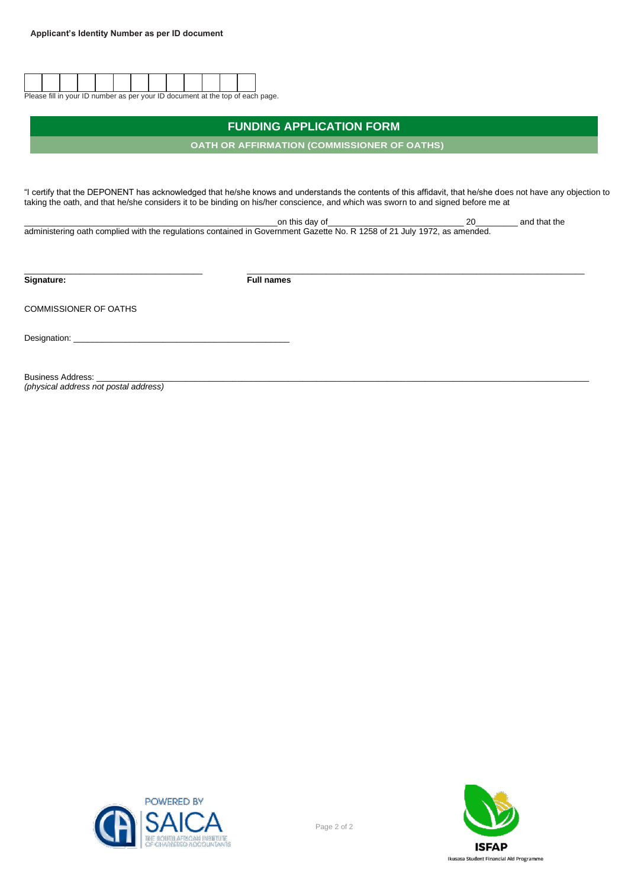**Applicant's Identity Number as per ID document**

| | | | | | | | | | | | | |
|---|---|---|---|---|---|---|---|---|---|---|---|---|
| | | | | | | | | | | | | |

Please fill in your ID number as per your ID document at the top of each page.

# FUNDING APPLICATION FORM

## OATH OR AFFIRMATION (COMMISSIONER OF OATHS)

"I certify that the DEPONENT has acknowledged that he/she knows and understands the contents of this affidavit, that he/she does not have any objection to taking the oath, and that he/she considers it to be binding on his/her conscience, and which was sworn to and signed before me at

_______________________________________________on this day of___________________________ 20_________ and that the administering oath complied with the regulations contained in Government Gazette No. R 1258 of 21 July 1972, as amended.

_______________________________________ _______________________________________________

**Signature:** **Full names**

COMMISSIONER OF OATHS

Designation: _______________________________________________

Business Address: ___________________________________________________________________________________________

*(physical address not postal address)*

POWERED BY SAICA THE SOUTH AFRICAN INSTITUTE OF CHARTERED ACCOUNTANTS

ISFAP Ikusasa Student Financial Aid Programme